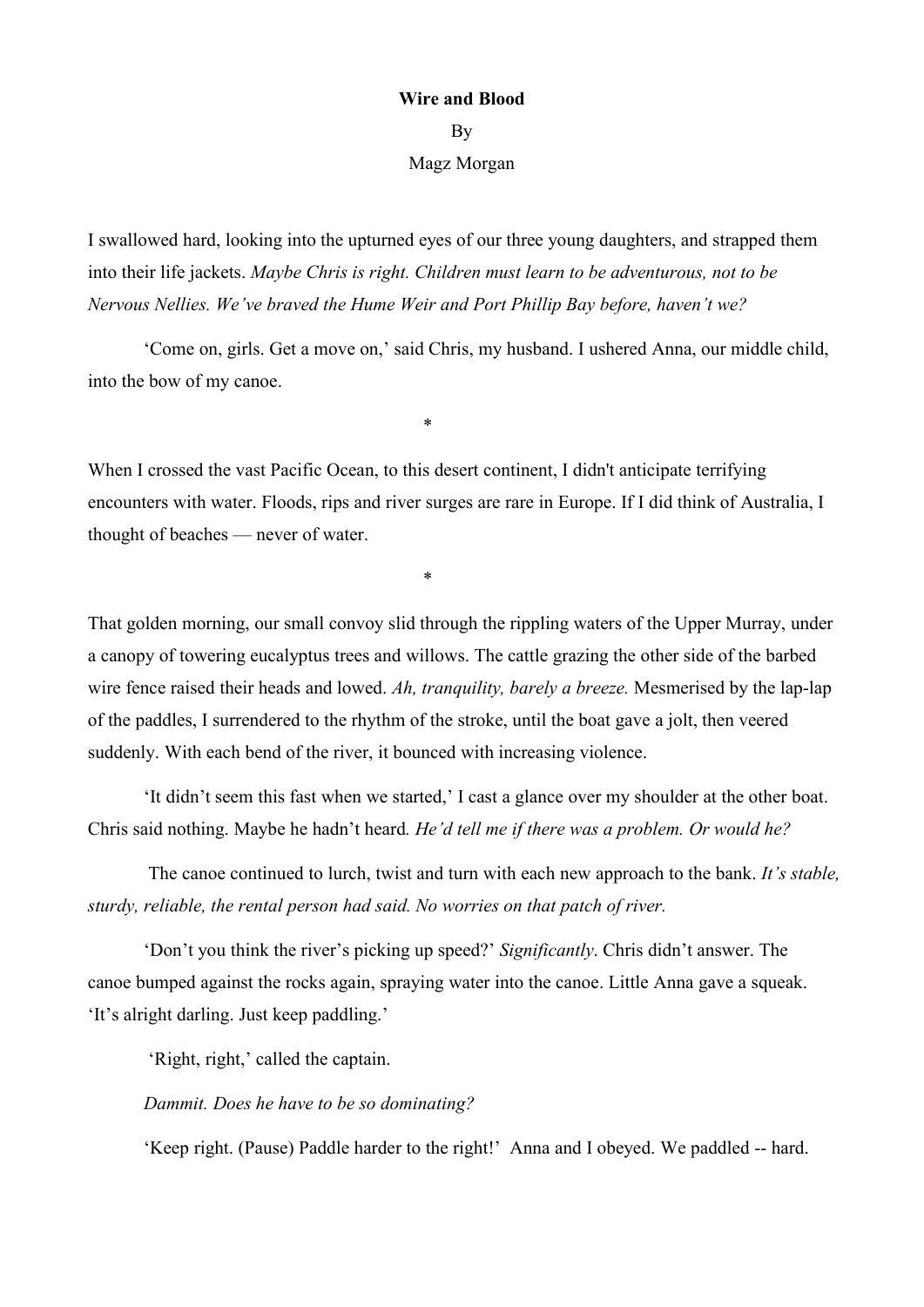**Wire and Blood**

By

Magz Morgan

I swallowed hard, looking into the upturned eyes of our three young daughters, and strapped them into their life jackets. *Maybe Chris is right. Children must learn to be adventurous, not to be Nervous Nellies. We've braved the Hume Weir and Port Phillip Bay before, haven't we?*

'Come on, girls. Get a move on,' said Chris, my husband. I ushered Anna, our middle child, into the bow of my canoe.

*

When I crossed the vast Pacific Ocean, to this desert continent, I didn't anticipate terrifying encounters with water. Floods, rips and river surges are rare in Europe. If I did think of Australia, I thought of beaches — never of water.

*

That golden morning, our small convoy slid through the rippling waters of the Upper Murray, under a canopy of towering eucalyptus trees and willows. The cattle grazing the other side of the barbed wire fence raised their heads and lowed. *Ah, tranquility, barely a breeze.* Mesmerised by the lap-lap of the paddles, I surrendered to the rhythm of the stroke, until the boat gave a jolt, then veered suddenly. With each bend of the river, it bounced with increasing violence.

'It didn't seem this fast when we started,' I cast a glance over my shoulder at the other boat. Chris said nothing. Maybe he hadn't heard*. He'd tell me if there was a problem. Or would he?*

The canoe continued to lurch, twist and turn with each new approach to the bank. *It's stable, sturdy, reliable, the rental person had said. No worries on that patch of river.*

'Don't you think the river's picking up speed?' *Significantly*. Chris didn't answer. The canoe bumped against the rocks again, spraying water into the canoe. Little Anna gave a squeak. 'It's alright darling. Just keep paddling.'

'Right, right,' called the captain.

*Dammit. Does he have to be so dominating?*

'Keep right. (Pause) Paddle harder to the right!' Anna and I obeyed. We paddled -- hard.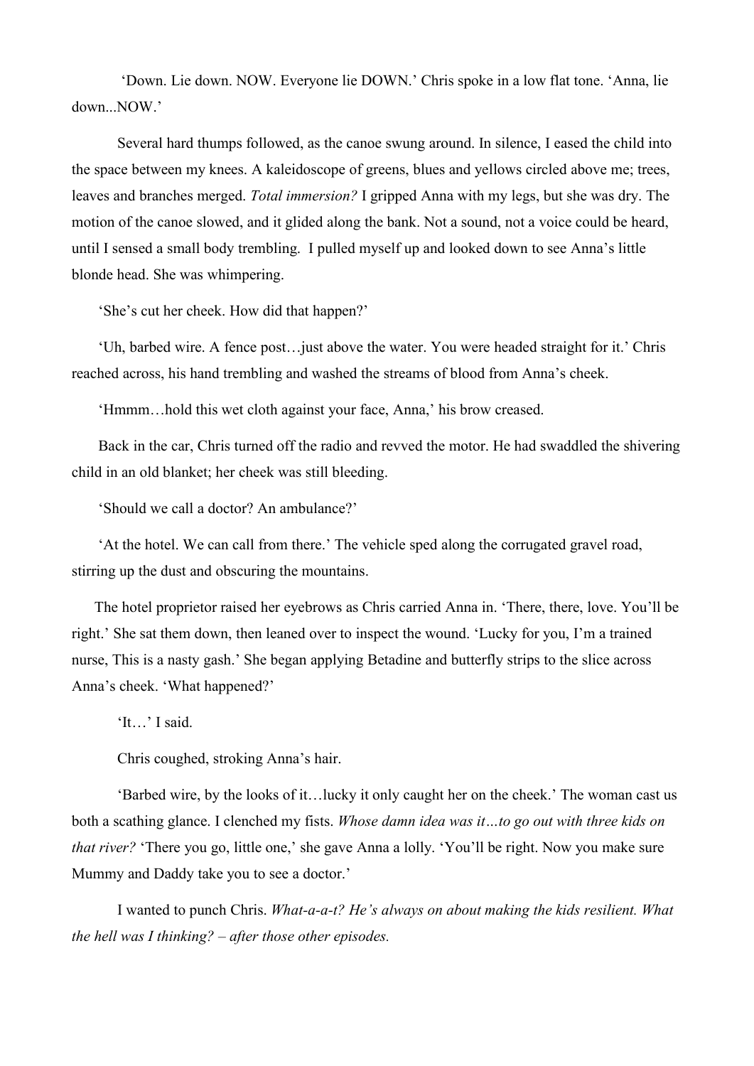'Down. Lie down. NOW. Everyone lie DOWN.' Chris spoke in a low flat tone. 'Anna, lie down...NOW.'

Several hard thumps followed, as the canoe swung around. In silence, I eased the child into the space between my knees. A kaleidoscope of greens, blues and yellows circled above me; trees, leaves and branches merged. *Total immersion?* I gripped Anna with my legs, but she was dry. The motion of the canoe slowed, and it glided along the bank. Not a sound, not a voice could be heard, until I sensed a small body trembling. I pulled myself up and looked down to see Anna's little blonde head. She was whimpering.

'She's cut her cheek. How did that happen?'

'Uh, barbed wire. A fence post…just above the water. You were headed straight for it.' Chris reached across, his hand trembling and washed the streams of blood from Anna's cheek.

'Hmmm…hold this wet cloth against your face, Anna,' his brow creased.

Back in the car, Chris turned off the radio and revved the motor. He had swaddled the shivering child in an old blanket; her cheek was still bleeding.

'Should we call a doctor? An ambulance?'

'At the hotel. We can call from there.' The vehicle sped along the corrugated gravel road, stirring up the dust and obscuring the mountains.

The hotel proprietor raised her eyebrows as Chris carried Anna in. 'There, there, love. You'll be right.' She sat them down, then leaned over to inspect the wound. 'Lucky for you, I'm a trained nurse, This is a nasty gash.' She began applying Betadine and butterfly strips to the slice across Anna's cheek. 'What happened?'

'It…' I said.

Chris coughed, stroking Anna's hair.

'Barbed wire, by the looks of it…lucky it only caught her on the cheek.' The woman cast us both a scathing glance. I clenched my fists. *Whose damn idea was it…to go out with three kids on that river?* 'There you go, little one,' she gave Anna a lolly. 'You'll be right. Now you make sure Mummy and Daddy take you to see a doctor.'

I wanted to punch Chris. *What-a-a-t? He's always on about making the kids resilient. What the hell was I thinking? – after those other episodes.*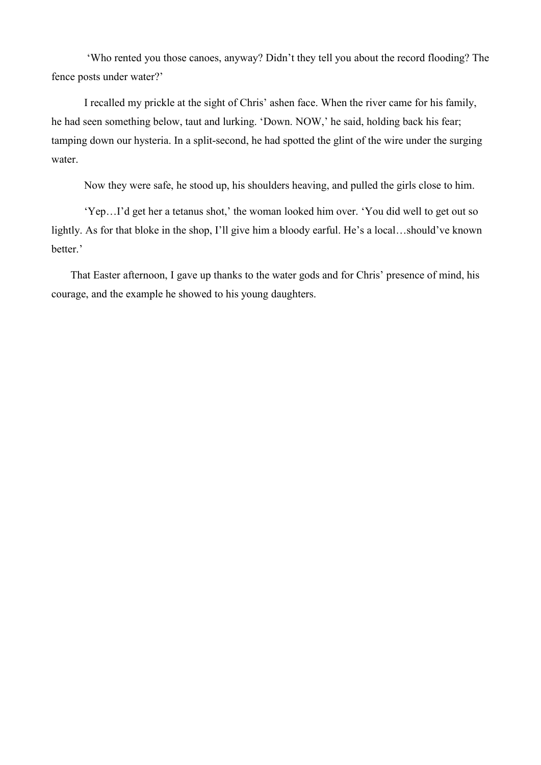'Who rented you those canoes, anyway? Didn't they tell you about the record flooding? The fence posts under water?'

I recalled my prickle at the sight of Chris' ashen face. When the river came for his family, he had seen something below, taut and lurking. 'Down. NOW,' he said, holding back his fear; tamping down our hysteria. In a split-second, he had spotted the glint of the wire under the surging water.

Now they were safe, he stood up, his shoulders heaving, and pulled the girls close to him.

'Yep…I'd get her a tetanus shot,' the woman looked him over. 'You did well to get out so lightly. As for that bloke in the shop, I'll give him a bloody earful. He's a local…should've known better.'

That Easter afternoon, I gave up thanks to the water gods and for Chris' presence of mind, his courage, and the example he showed to his young daughters.